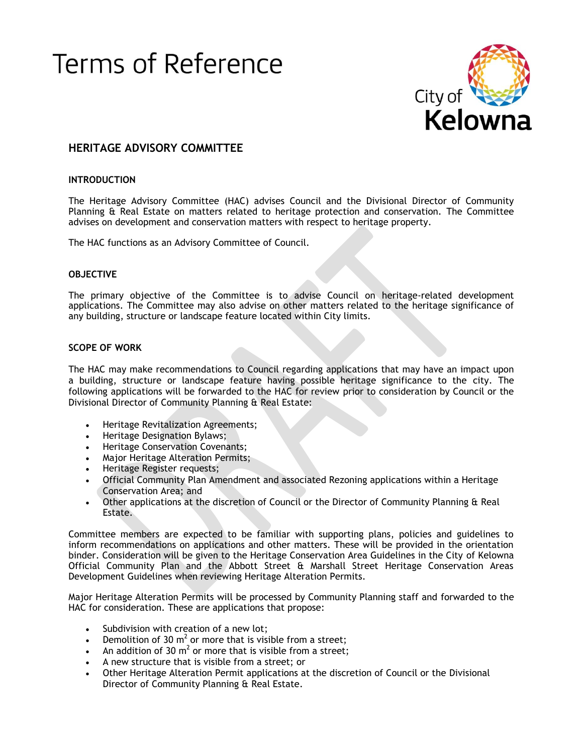# Terms of Reference

City of Kelowna

## HERITAGE ADVISORY COMMITTEE

### INTRODUCTION

The Heritage Advisory Committee (HAC) advises Council and the Divisional Director of Community Planning & Real Estate on matters related to heritage protection and conservation. The Committee advises on development and conservation matters with respect to heritage property.

The HAC functions as an Advisory Committee of Council.

### OBJECTIVE

The primary objective of the Committee is to advise Council on heritage-related development applications. The Committee may also advise on other matters related to the heritage significance of any building, structure or landscape feature located within City limits.

### SCOPE OF WORK

The HAC may make recommendations to Council regarding applications that may have an impact upon a building, structure or landscape feature having possible heritage significance to the city. The following applications will be forwarded to the HAC for review prior to consideration by Council or the Divisional Director of Community Planning & Real Estate:

- Heritage Revitalization Agreements;
- Heritage Designation Bylaws;
- Heritage Conservation Covenants;
- Major Heritage Alteration Permits;
- Heritage Register requests;
- Official Community Plan Amendment and associated Rezoning applications within a Heritage Conservation Area; and
- Other applications at the discretion of Council or the Director of Community Planning & Real Estate.

Committee members are expected to be familiar with supporting plans, policies and guidelines to inform recommendations on applications and other matters. These will be provided in the orientation binder. Consideration will be given to the Heritage Conservation Area Guidelines in the City of Kelowna Official Community Plan and the Abbott Street & Marshall Street Heritage Conservation Areas Development Guidelines when reviewing Heritage Alteration Permits.

Major Heritage Alteration Permits will be processed by Community Planning staff and forwarded to the HAC for consideration. These are applications that propose:

- Subdivision with creation of a new lot;
- Demolition of 30 $m^2$ or more that is visible from a street;
- An addition of 30 $m^2$ or more that is visible from a street;
- A new structure that is visible from a street; or
- Other Heritage Alteration Permit applications at the discretion of Council or the Divisional Director of Community Planning & Real Estate.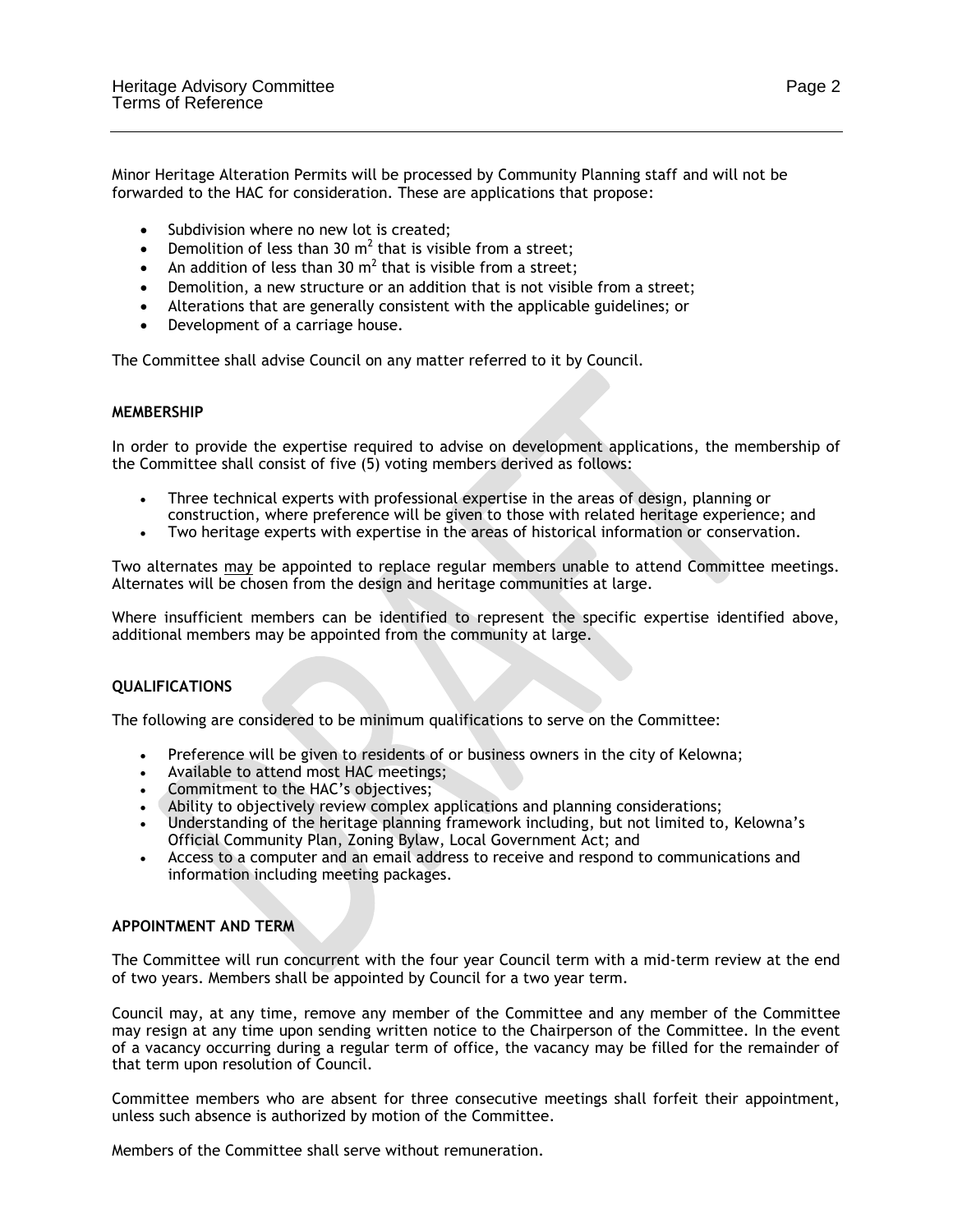Minor Heritage Alteration Permits will be processed by Community Planning staff and will not be forwarded to the HAC for consideration. These are applications that propose:

- Subdivision where no new lot is created;
- Demolition of less than 30 $m^2$ that is visible from a street;
- An addition of less than 30 $m^2$ that is visible from a street;
- Demolition, a new structure or an addition that is not visible from a street;
- Alterations that are generally consistent with the applicable guidelines; or
- Development of a carriage house.

The Committee shall advise Council on any matter referred to it by Council.

## MEMBERSHIP

In order to provide the expertise required to advise on development applications, the membership of the Committee shall consist of five (5) voting members derived as follows:

- Three technical experts with professional expertise in the areas of design, planning or construction, where preference will be given to those with related heritage experience; and
- Two heritage experts with expertise in the areas of historical information or conservation.

Two alternates <u>may</u> be appointed to replace regular members unable to attend Committee meetings. Alternates will be chosen from the design and heritage communities at large.

Where insufficient members can be identified to represent the specific expertise identified above, additional members may be appointed from the community at large.

## QUALIFICATIONS

The following are considered to be minimum qualifications to serve on the Committee:

- Preference will be given to residents of or business owners in the city of Kelowna;
- Available to attend most HAC meetings;
- Commitment to the HAC's objectives;
- Ability to objectively review complex applications and planning considerations;
- Understanding of the heritage planning framework including, but not limited to, Kelowna's Official Community Plan, Zoning Bylaw, Local Government Act; and
- Access to a computer and an email address to receive and respond to communications and information including meeting packages.

## APPOINTMENT AND TERM

The Committee will run concurrent with the four year Council term with a mid-term review at the end of two years. Members shall be appointed by Council for a two year term.

Council may, at any time, remove any member of the Committee and any member of the Committee may resign at any time upon sending written notice to the Chairperson of the Committee. In the event of a vacancy occurring during a regular term of office, the vacancy may be filled for the remainder of that term upon resolution of Council.

Committee members who are absent for three consecutive meetings shall forfeit their appointment, unless such absence is authorized by motion of the Committee.

Members of the Committee shall serve without remuneration.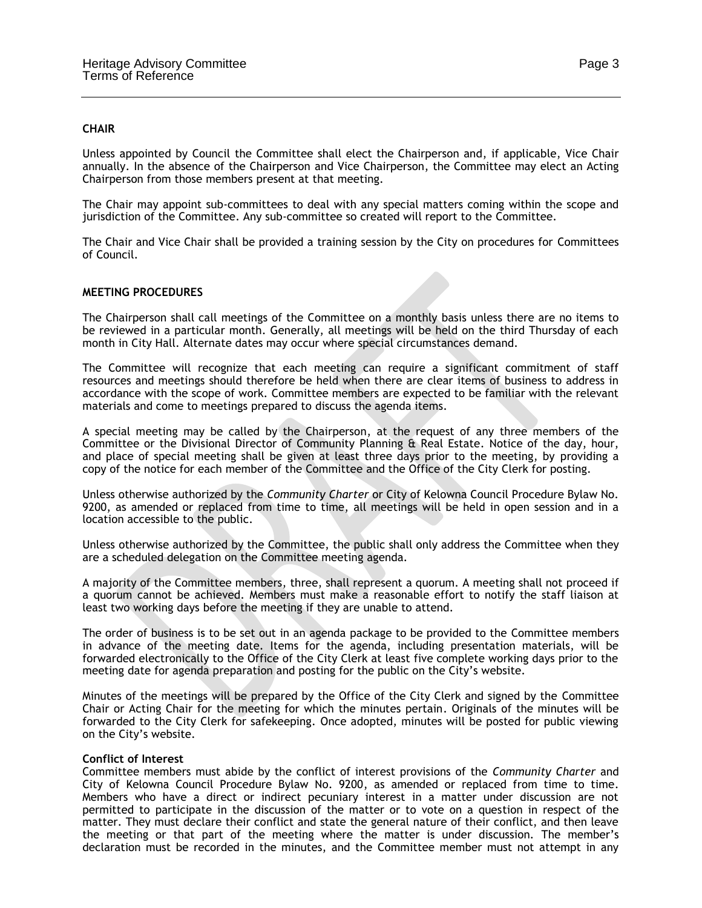## CHAIR

Unless appointed by Council the Committee shall elect the Chairperson and, if applicable, Vice Chair annually. In the absence of the Chairperson and Vice Chairperson, the Committee may elect an Acting Chairperson from those members present at that meeting.

The Chair may appoint sub-committees to deal with any special matters coming within the scope and jurisdiction of the Committee. Any sub-committee so created will report to the Committee.

The Chair and Vice Chair shall be provided a training session by the City on procedures for Committees of Council.

## MEETING PROCEDURES

The Chairperson shall call meetings of the Committee on a monthly basis unless there are no items to be reviewed in a particular month. Generally, all meetings will be held on the third Thursday of each month in City Hall. Alternate dates may occur where special circumstances demand.

The Committee will recognize that each meeting can require a significant commitment of staff resources and meetings should therefore be held when there are clear items of business to address in accordance with the scope of work. Committee members are expected to be familiar with the relevant materials and come to meetings prepared to discuss the agenda items.

A special meeting may be called by the Chairperson, at the request of any three members of the Committee or the Divisional Director of Community Planning & Real Estate. Notice of the day, hour, and place of special meeting shall be given at least three days prior to the meeting, by providing a copy of the notice for each member of the Committee and the Office of the City Clerk for posting.

Unless otherwise authorized by the *Community Charter* or City of Kelowna Council Procedure Bylaw No. 9200, as amended or replaced from time to time, all meetings will be held in open session and in a location accessible to the public.

Unless otherwise authorized by the Committee, the public shall only address the Committee when they are a scheduled delegation on the Committee meeting agenda.

A majority of the Committee members, three, shall represent a quorum. A meeting shall not proceed if a quorum cannot be achieved. Members must make a reasonable effort to notify the staff liaison at least two working days before the meeting if they are unable to attend.

The order of business is to be set out in an agenda package to be provided to the Committee members in advance of the meeting date. Items for the agenda, including presentation materials, will be forwarded electronically to the Office of the City Clerk at least five complete working days prior to the meeting date for agenda preparation and posting for the public on the City's website.

Minutes of the meetings will be prepared by the Office of the City Clerk and signed by the Committee Chair or Acting Chair for the meeting for which the minutes pertain. Originals of the minutes will be forwarded to the City Clerk for safekeeping. Once adopted, minutes will be posted for public viewing on the City's website.

### Conflict of Interest

Committee members must abide by the conflict of interest provisions of the *Community Charter* and City of Kelowna Council Procedure Bylaw No. 9200, as amended or replaced from time to time. Members who have a direct or indirect pecuniary interest in a matter under discussion are not permitted to participate in the discussion of the matter or to vote on a question in respect of the matter. They must declare their conflict and state the general nature of their conflict, and then leave the meeting or that part of the meeting where the matter is under discussion. The member's declaration must be recorded in the minutes, and the Committee member must not attempt in any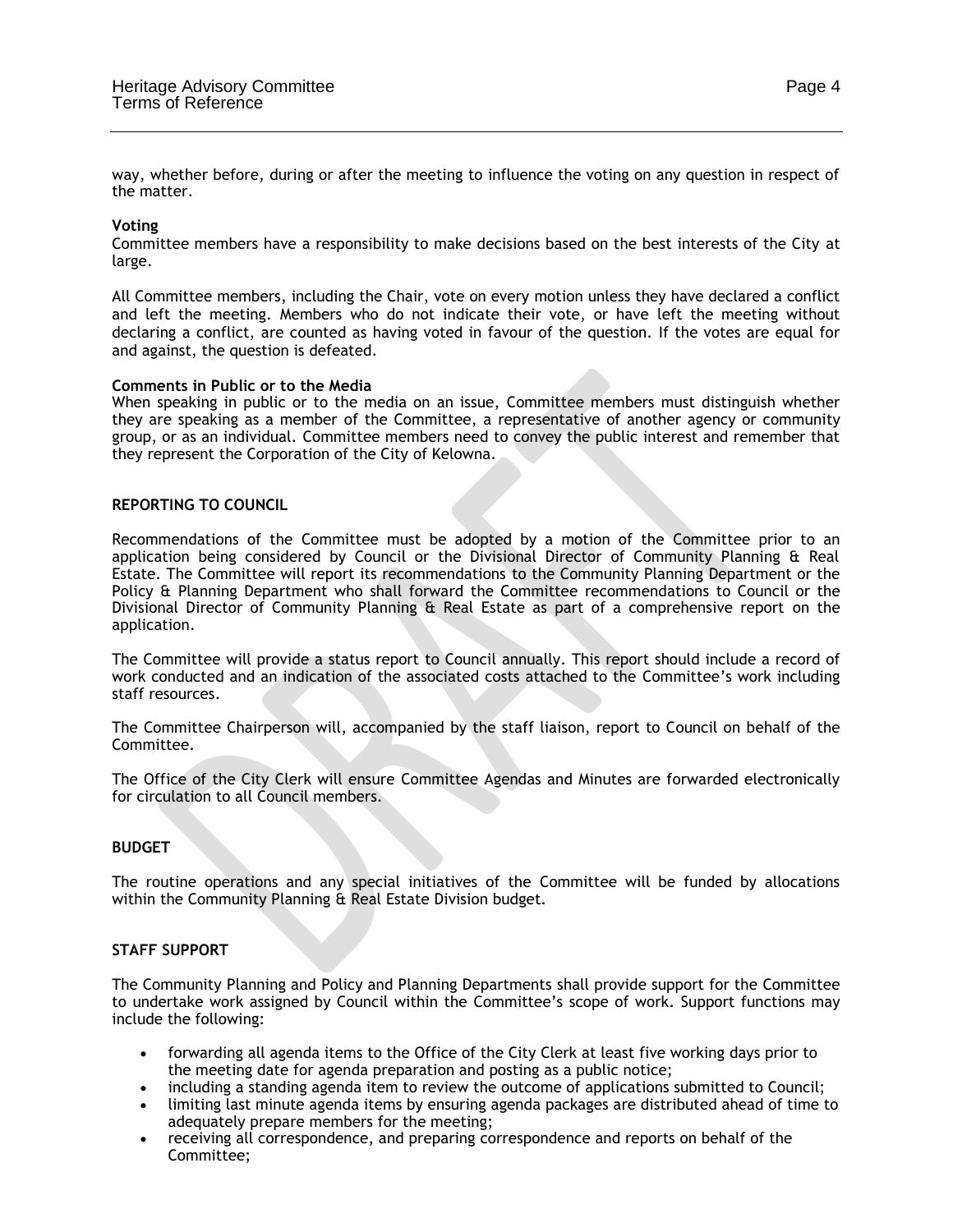way, whether before, during or after the meeting to influence the voting on any question in respect of the matter.

**Voting**

Committee members have a responsibility to make decisions based on the best interests of the City at large.

All Committee members, including the Chair, vote on every motion unless they have declared a conflict and left the meeting. Members who do not indicate their vote, or have left the meeting without declaring a conflict, are counted as having voted in favour of the question. If the votes are equal for and against, the question is defeated.

**Comments in Public or to the Media**

When speaking in public or to the media on an issue, Committee members must distinguish whether they are speaking as a member of the Committee, a representative of another agency or community group, or as an individual. Committee members need to convey the public interest and remember that they represent the Corporation of the City of Kelowna.

## REPORTING TO COUNCIL

Recommendations of the Committee must be adopted by a motion of the Committee prior to an application being considered by Council or the Divisional Director of Community Planning & Real Estate. The Committee will report its recommendations to the Community Planning Department or the Policy & Planning Department who shall forward the Committee recommendations to Council or the Divisional Director of Community Planning & Real Estate as part of a comprehensive report on the application.

The Committee will provide a status report to Council annually. This report should include a record of work conducted and an indication of the associated costs attached to the Committee's work including staff resources.

The Committee Chairperson will, accompanied by the staff liaison, report to Council on behalf of the Committee.

The Office of the City Clerk will ensure Committee Agendas and Minutes are forwarded electronically for circulation to all Council members.

## BUDGET

The routine operations and any special initiatives of the Committee will be funded by allocations within the Community Planning & Real Estate Division budget.

## STAFF SUPPORT

The Community Planning and Policy and Planning Departments shall provide support for the Committee to undertake work assigned by Council within the Committee's scope of work. Support functions may include the following:

- forwarding all agenda items to the Office of the City Clerk at least five working days prior to the meeting date for agenda preparation and posting as a public notice;
- including a standing agenda item to review the outcome of applications submitted to Council;
- limiting last minute agenda items by ensuring agenda packages are distributed ahead of time to adequately prepare members for the meeting;
- receiving all correspondence, and preparing correspondence and reports on behalf of the Committee;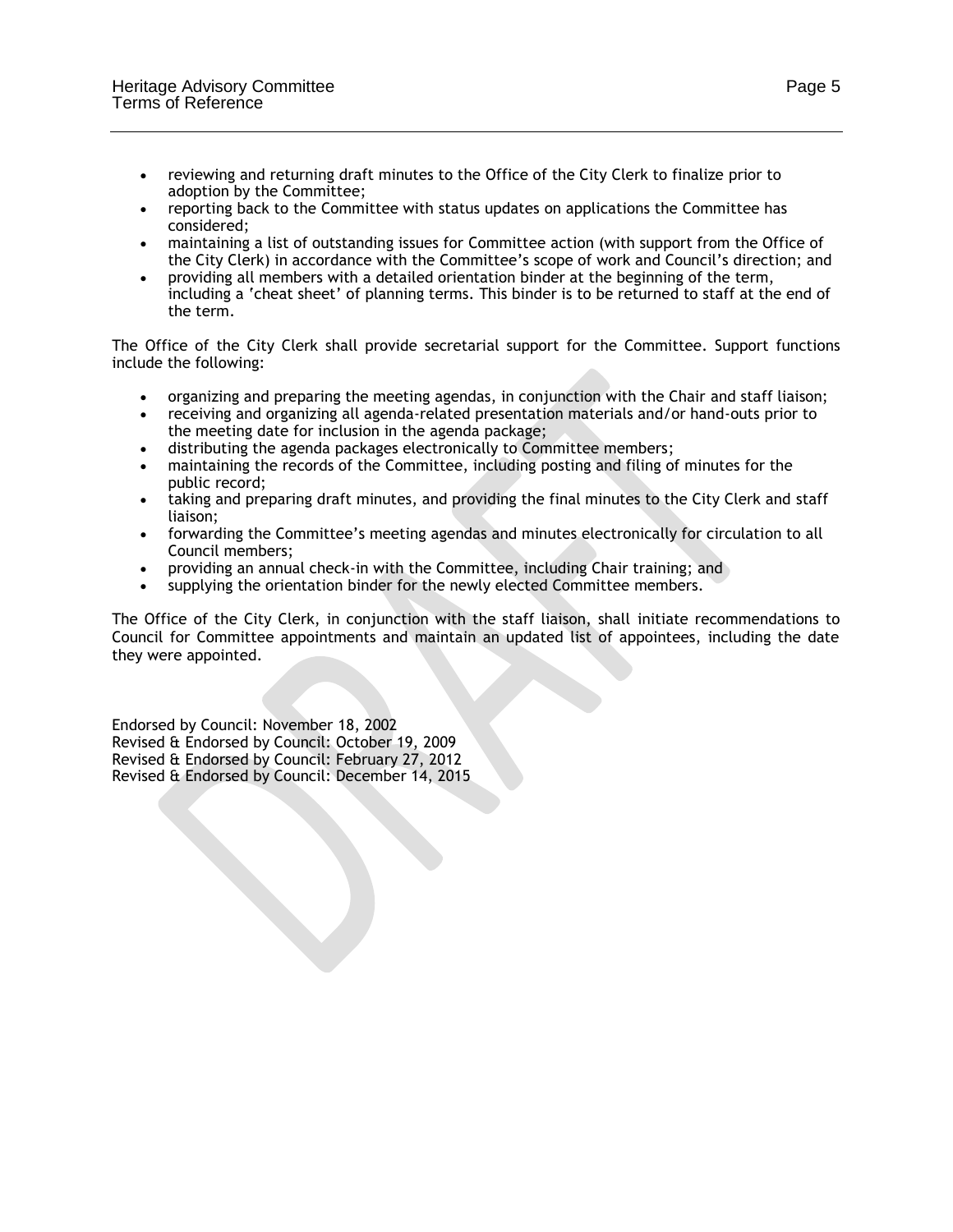- reviewing and returning draft minutes to the Office of the City Clerk to finalize prior to adoption by the Committee;
- reporting back to the Committee with status updates on applications the Committee has considered;
- maintaining a list of outstanding issues for Committee action (with support from the Office of the City Clerk) in accordance with the Committee's scope of work and Council's direction; and
- providing all members with a detailed orientation binder at the beginning of the term, including a 'cheat sheet' of planning terms. This binder is to be returned to staff at the end of the term.

The Office of the City Clerk shall provide secretarial support for the Committee. Support functions include the following:

- organizing and preparing the meeting agendas, in conjunction with the Chair and staff liaison;
- receiving and organizing all agenda-related presentation materials and/or hand-outs prior to the meeting date for inclusion in the agenda package;
- distributing the agenda packages electronically to Committee members;
- maintaining the records of the Committee, including posting and filing of minutes for the public record;
- taking and preparing draft minutes, and providing the final minutes to the City Clerk and staff liaison;
- forwarding the Committee's meeting agendas and minutes electronically for circulation to all Council members;
- providing an annual check-in with the Committee, including Chair training; and
- supplying the orientation binder for the newly elected Committee members.

The Office of the City Clerk, in conjunction with the staff liaison, shall initiate recommendations to Council for Committee appointments and maintain an updated list of appointees, including the date they were appointed.

Endorsed by Council: November 18, 2002
Revised & Endorsed by Council: October 19, 2009
Revised & Endorsed by Council: February 27, 2012
Revised & Endorsed by Council: December 14, 2015